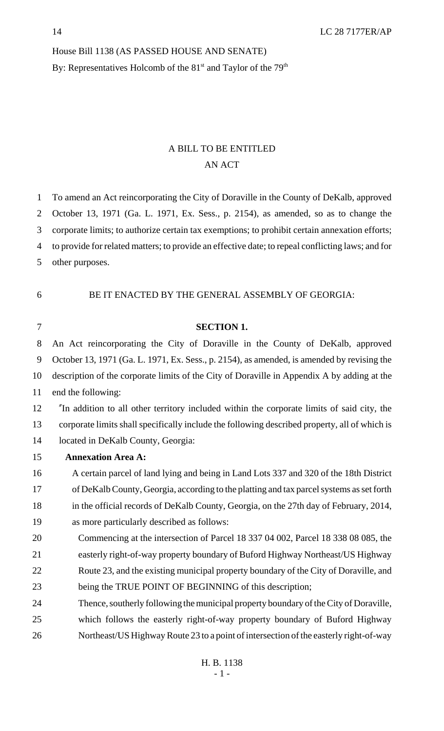House Bill 1138 (AS PASSED HOUSE AND SENATE)

By: Representatives Holcomb of the 81st and Taylor of the 79th

A BILL TO BE ENTITLED

AN ACT

To amend an Act reincorporating the City of Doraville in the County of DeKalb, approved October 13, 1971 (Ga. L. 1971, Ex. Sess., p. 2154), as amended, so as to change the corporate limits; to authorize certain tax exemptions; to prohibit certain annexation efforts; to provide for related matters; to provide an effective date; to repeal conflicting laws; and for other purposes.

BE IT ENACTED BY THE GENERAL ASSEMBLY OF GEORGIA:

**SECTION 1.**

An Act reincorporating the City of Doraville in the County of DeKalb, approved October 13, 1971 (Ga. L. 1971, Ex. Sess., p. 2154), as amended, is amended by revising the description of the corporate limits of the City of Doraville in Appendix A by adding at the end the following:

"In addition to all other territory included within the corporate limits of said city, the corporate limits shall specifically include the following described property, all of which is located in DeKalb County, Georgia:

**Annexation Area A:**

A certain parcel of land lying and being in Land Lots 337 and 320 of the 18th District of DeKalb County, Georgia, according to the platting and tax parcel systems as set forth in the official records of DeKalb County, Georgia, on the 27th day of February, 2014, as more particularly described as follows:

Commencing at the intersection of Parcel 18 337 04 002, Parcel 18 338 08 085, the easterly right-of-way property boundary of Buford Highway Northeast/US Highway Route 23, and the existing municipal property boundary of the City of Doraville, and being the TRUE POINT OF BEGINNING of this description;

Thence, southerly following the municipal property boundary of the City of Doraville, which follows the easterly right-of-way property boundary of Buford Highway Northeast/US Highway Route 23 to a point of intersection of the easterly right-of-way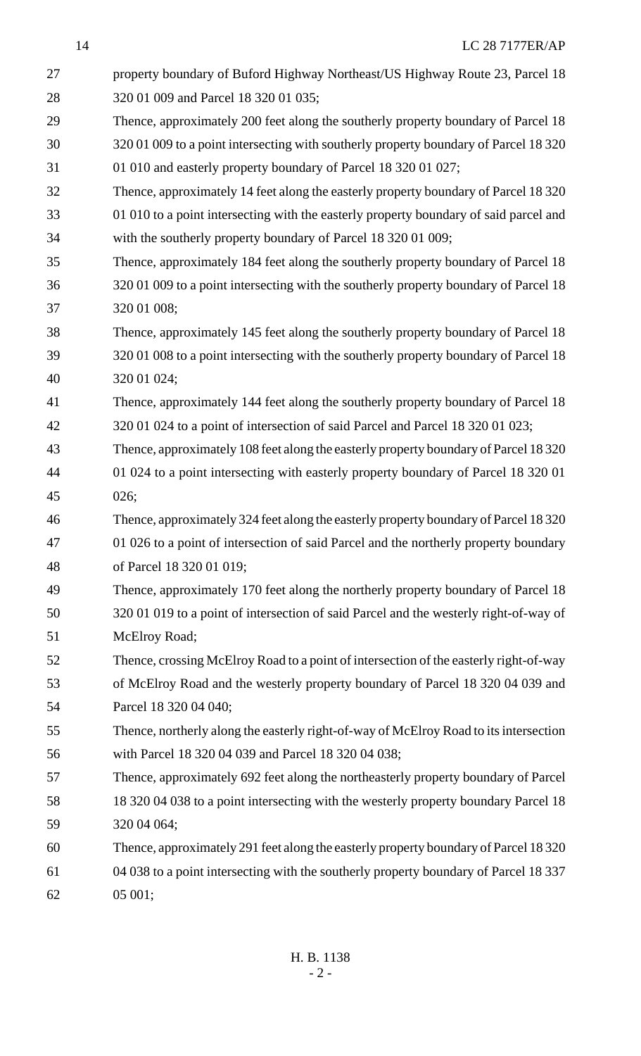property boundary of Buford Highway Northeast/US Highway Route 23, Parcel 18 320 01 009 and Parcel 18 320 01 035;

Thence, approximately 200 feet along the southerly property boundary of Parcel 18 320 01 009 to a point intersecting with southerly property boundary of Parcel 18 320 01 010 and easterly property boundary of Parcel 18 320 01 027;

Thence, approximately 14 feet along the easterly property boundary of Parcel 18 320 01 010 to a point intersecting with the easterly property boundary of said parcel and with the southerly property boundary of Parcel 18 320 01 009;

Thence, approximately 184 feet along the southerly property boundary of Parcel 18 320 01 009 to a point intersecting with the southerly property boundary of Parcel 18 320 01 008;

Thence, approximately 145 feet along the southerly property boundary of Parcel 18 320 01 008 to a point intersecting with the southerly property boundary of Parcel 18 320 01 024;

Thence, approximately 144 feet along the southerly property boundary of Parcel 18 320 01 024 to a point of intersection of said Parcel and Parcel 18 320 01 023;

Thence, approximately 108 feet along the easterly property boundary of Parcel 18 320 01 024 to a point intersecting with easterly property boundary of Parcel 18 320 01 026;

Thence, approximately 324 feet along the easterly property boundary of Parcel 18 320 01 026 to a point of intersection of said Parcel and the northerly property boundary of Parcel 18 320 01 019;

Thence, approximately 170 feet along the northerly property boundary of Parcel 18 320 01 019 to a point of intersection of said Parcel and the westerly right-of-way of McElroy Road;

Thence, crossing McElroy Road to a point of intersection of the easterly right-of-way of McElroy Road and the westerly property boundary of Parcel 18 320 04 039 and Parcel 18 320 04 040;

Thence, northerly along the easterly right-of-way of McElroy Road to its intersection with Parcel 18 320 04 039 and Parcel 18 320 04 038;

Thence, approximately 692 feet along the northeasterly property boundary of Parcel 18 320 04 038 to a point intersecting with the westerly property boundary Parcel 18 320 04 064;

Thence, approximately 291 feet along the easterly property boundary of Parcel 18 320 04 038 to a point intersecting with the southerly property boundary of Parcel 18 337 05 001;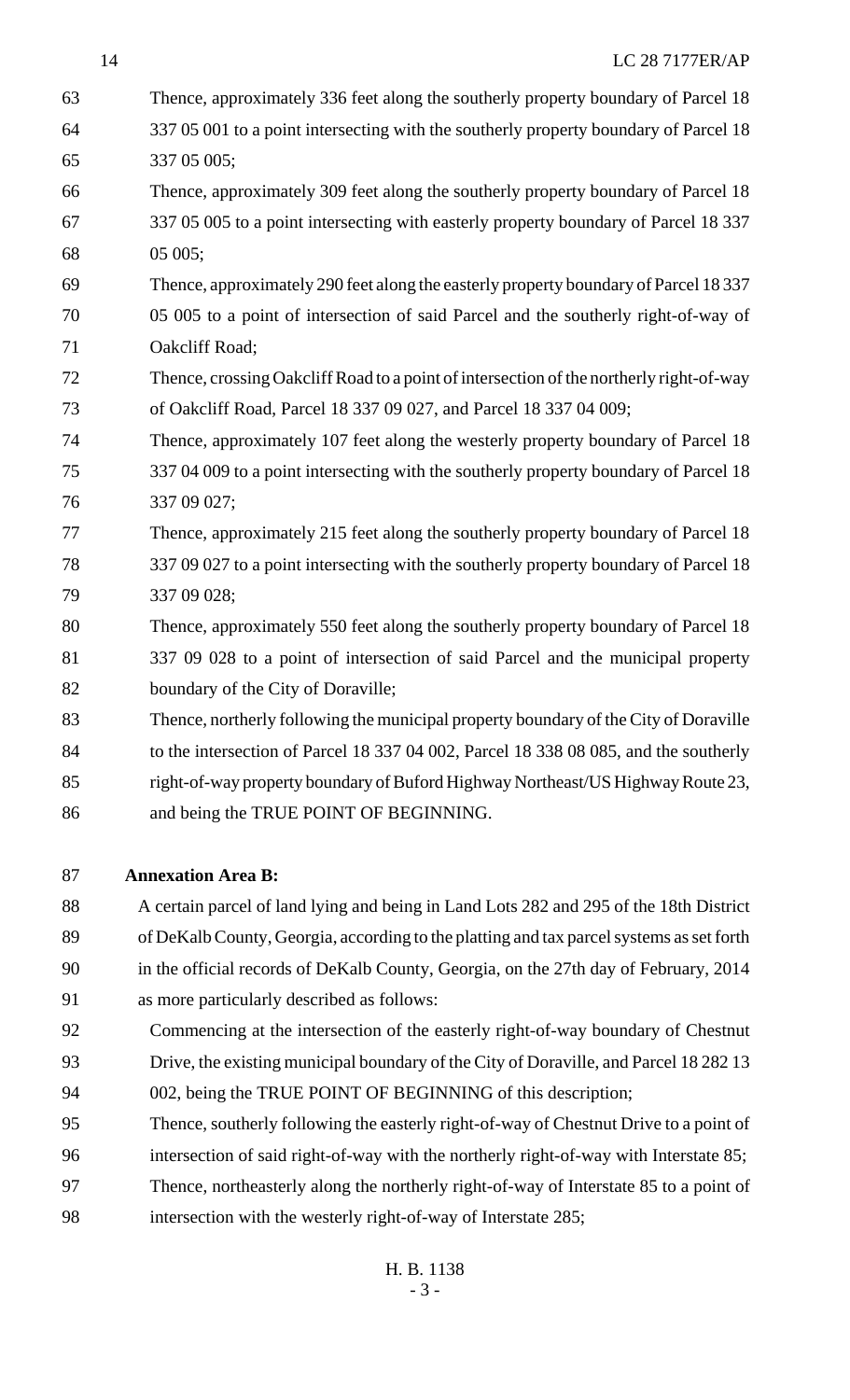Thence, approximately 336 feet along the southerly property boundary of Parcel 18 337 05 001 to a point intersecting with the southerly property boundary of Parcel 18 337 05 005;

Thence, approximately 309 feet along the southerly property boundary of Parcel 18 337 05 005 to a point intersecting with easterly property boundary of Parcel 18 337 05 005;

Thence, approximately 290 feet along the easterly property boundary of Parcel 18 337 05 005 to a point of intersection of said Parcel and the southerly right-of-way of Oakcliff Road;

Thence, crossing Oakcliff Road to a point of intersection of the northerly right-of-way of Oakcliff Road, Parcel 18 337 09 027, and Parcel 18 337 04 009;

Thence, approximately 107 feet along the westerly property boundary of Parcel 18 337 04 009 to a point intersecting with the southerly property boundary of Parcel 18 337 09 027;

Thence, approximately 215 feet along the southerly property boundary of Parcel 18 337 09 027 to a point intersecting with the southerly property boundary of Parcel 18 337 09 028;

Thence, approximately 550 feet along the southerly property boundary of Parcel 18 337 09 028 to a point of intersection of said Parcel and the municipal property boundary of the City of Doraville;

Thence, northerly following the municipal property boundary of the City of Doraville to the intersection of Parcel 18 337 04 002, Parcel 18 338 08 085, and the southerly right-of-way property boundary of Buford Highway Northeast/US Highway Route 23, and being the TRUE POINT OF BEGINNING.

**Annexation Area B:**

A certain parcel of land lying and being in Land Lots 282 and 295 of the 18th District of DeKalb County, Georgia, according to the platting and tax parcel systems as set forth in the official records of DeKalb County, Georgia, on the 27th day of February, 2014 as more particularly described as follows:

Commencing at the intersection of the easterly right-of-way boundary of Chestnut Drive, the existing municipal boundary of the City of Doraville, and Parcel 18 282 13 002, being the TRUE POINT OF BEGINNING of this description;

Thence, southerly following the easterly right-of-way of Chestnut Drive to a point of intersection of said right-of-way with the northerly right-of-way with Interstate 85;

Thence, northeasterly along the northerly right-of-way of Interstate 85 to a point of intersection with the westerly right-of-way of Interstate 285;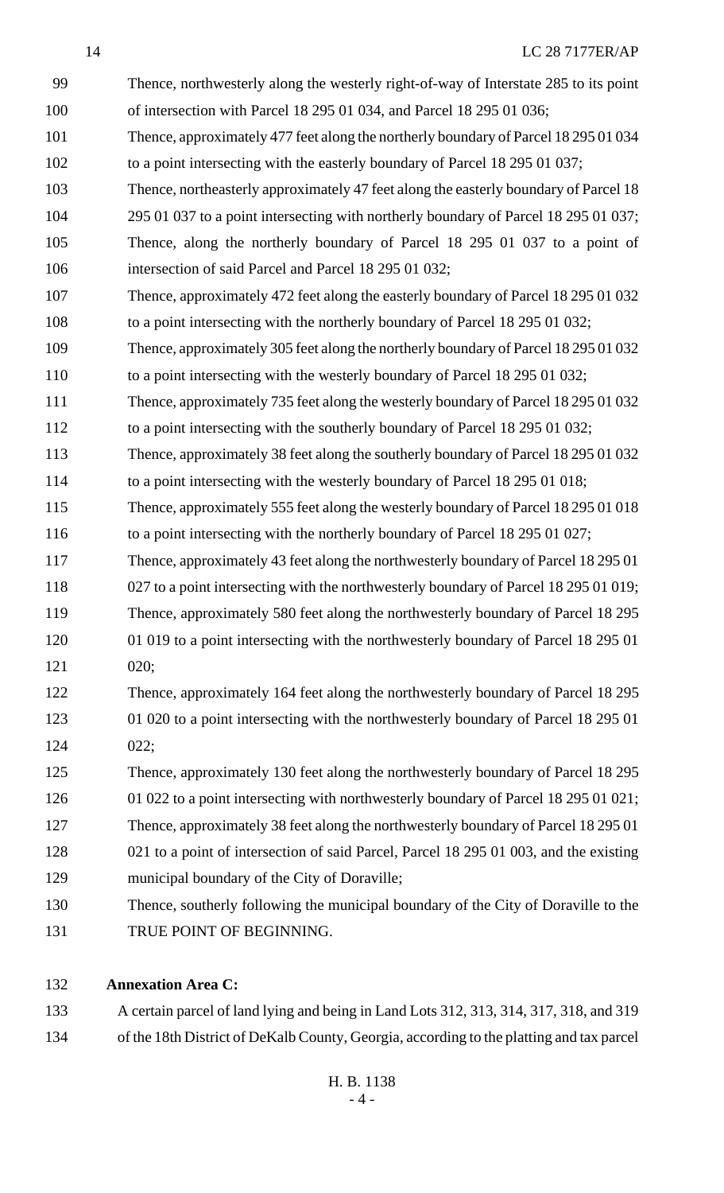Thence, northwesterly along the westerly right-of-way of Interstate 285 to its point of intersection with Parcel 18 295 01 034, and Parcel 18 295 01 036;

Thence, approximately 477 feet along the northerly boundary of Parcel 18 295 01 034 to a point intersecting with the easterly boundary of Parcel 18 295 01 037;

Thence, northeasterly approximately 47 feet along the easterly boundary of Parcel 18 295 01 037 to a point intersecting with northerly boundary of Parcel 18 295 01 037;

Thence, along the northerly boundary of Parcel 18 295 01 037 to a point of intersection of said Parcel and Parcel 18 295 01 032;

Thence, approximately 472 feet along the easterly boundary of Parcel 18 295 01 032 to a point intersecting with the northerly boundary of Parcel 18 295 01 032;

Thence, approximately 305 feet along the northerly boundary of Parcel 18 295 01 032 to a point intersecting with the westerly boundary of Parcel 18 295 01 032;

Thence, approximately 735 feet along the westerly boundary of Parcel 18 295 01 032 to a point intersecting with the southerly boundary of Parcel 18 295 01 032;

Thence, approximately 38 feet along the southerly boundary of Parcel 18 295 01 032 to a point intersecting with the westerly boundary of Parcel 18 295 01 018;

Thence, approximately 555 feet along the westerly boundary of Parcel 18 295 01 018 to a point intersecting with the northerly boundary of Parcel 18 295 01 027;

Thence, approximately 43 feet along the northwesterly boundary of Parcel 18 295 01 027 to a point intersecting with the northwesterly boundary of Parcel 18 295 01 019;

Thence, approximately 580 feet along the northwesterly boundary of Parcel 18 295 01 019 to a point intersecting with the northwesterly boundary of Parcel 18 295 01 020;

Thence, approximately 164 feet along the northwesterly boundary of Parcel 18 295 01 020 to a point intersecting with the northwesterly boundary of Parcel 18 295 01 022;

Thence, approximately 130 feet along the northwesterly boundary of Parcel 18 295 01 022 to a point intersecting with northwesterly boundary of Parcel 18 295 01 021;

Thence, approximately 38 feet along the northwesterly boundary of Parcel 18 295 01 021 to a point of intersection of said Parcel, Parcel 18 295 01 003, and the existing municipal boundary of the City of Doraville;

Thence, southerly following the municipal boundary of the City of Doraville to the TRUE POINT OF BEGINNING.

**Annexation Area C:**

A certain parcel of land lying and being in Land Lots 312, 313, 314, 317, 318, and 319 of the 18th District of DeKalb County, Georgia, according to the platting and tax parcel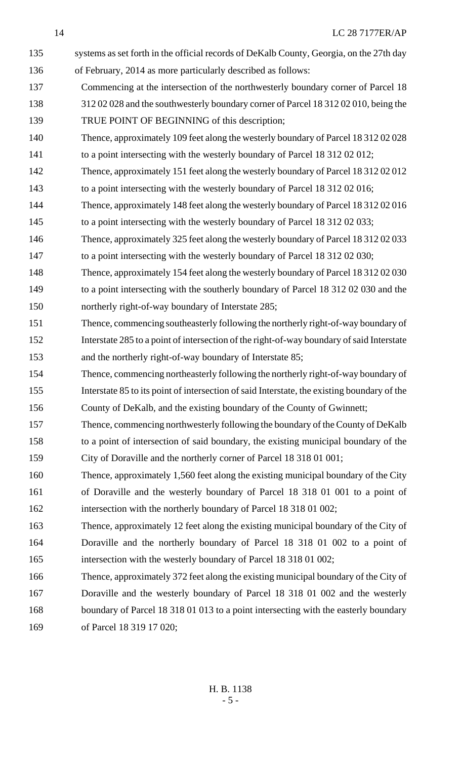systems as set forth in the official records of DeKalb County, Georgia, on the 27th day of February, 2014 as more particularly described as follows:

Commencing at the intersection of the northwesterly boundary corner of Parcel 18 312 02 028 and the southwesterly boundary corner of Parcel 18 312 02 010, being the TRUE POINT OF BEGINNING of this description;

Thence, approximately 109 feet along the westerly boundary of Parcel 18 312 02 028 to a point intersecting with the westerly boundary of Parcel 18 312 02 012;

Thence, approximately 151 feet along the westerly boundary of Parcel 18 312 02 012 to a point intersecting with the westerly boundary of Parcel 18 312 02 016;

Thence, approximately 148 feet along the westerly boundary of Parcel 18 312 02 016 to a point intersecting with the westerly boundary of Parcel 18 312 02 033;

Thence, approximately 325 feet along the westerly boundary of Parcel 18 312 02 033 to a point intersecting with the westerly boundary of Parcel 18 312 02 030;

Thence, approximately 154 feet along the westerly boundary of Parcel 18 312 02 030 to a point intersecting with the southerly boundary of Parcel 18 312 02 030 and the northerly right-of-way boundary of Interstate 285;

Thence, commencing southeasterly following the northerly right-of-way boundary of Interstate 285 to a point of intersection of the right-of-way boundary of said Interstate and the northerly right-of-way boundary of Interstate 85;

Thence, commencing northeasterly following the northerly right-of-way boundary of Interstate 85 to its point of intersection of said Interstate, the existing boundary of the County of DeKalb, and the existing boundary of the County of Gwinnett;

Thence, commencing northwesterly following the boundary of the County of DeKalb to a point of intersection of said boundary, the existing municipal boundary of the City of Doraville and the northerly corner of Parcel 18 318 01 001;

Thence, approximately 1,560 feet along the existing municipal boundary of the City of Doraville and the westerly boundary of Parcel 18 318 01 001 to a point of intersection with the northerly boundary of Parcel 18 318 01 002;

Thence, approximately 12 feet along the existing municipal boundary of the City of Doraville and the northerly boundary of Parcel 18 318 01 002 to a point of intersection with the westerly boundary of Parcel 18 318 01 002;

Thence, approximately 372 feet along the existing municipal boundary of the City of Doraville and the westerly boundary of Parcel 18 318 01 002 and the westerly boundary of Parcel 18 318 01 013 to a point intersecting with the easterly boundary of Parcel 18 319 17 020;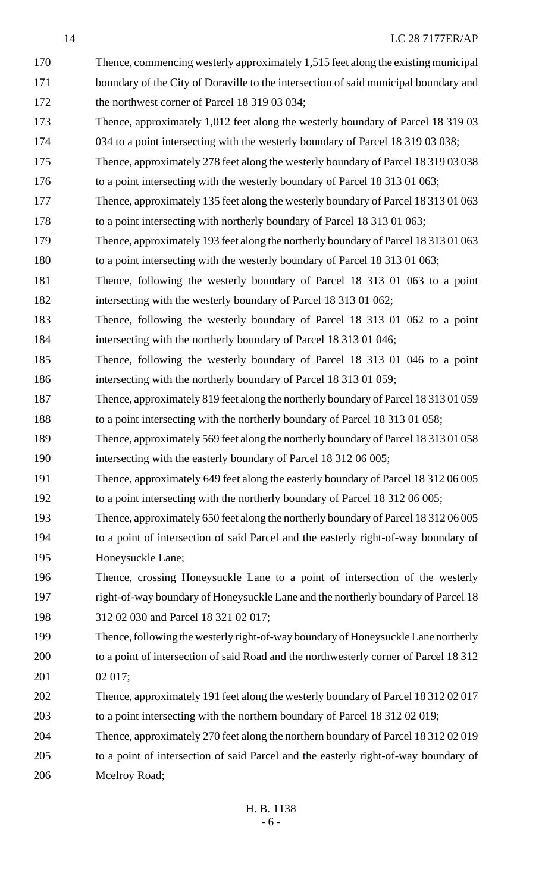Thence, commencing westerly approximately 1,515 feet along the existing municipal boundary of the City of Doraville to the intersection of said municipal boundary and the northwest corner of Parcel 18 319 03 034;

Thence, approximately 1,012 feet along the westerly boundary of Parcel 18 319 03 034 to a point intersecting with the westerly boundary of Parcel 18 319 03 038;

Thence, approximately 278 feet along the westerly boundary of Parcel 18 319 03 038 to a point intersecting with the westerly boundary of Parcel 18 313 01 063;

Thence, approximately 135 feet along the westerly boundary of Parcel 18 313 01 063 to a point intersecting with northerly boundary of Parcel 18 313 01 063;

Thence, approximately 193 feet along the northerly boundary of Parcel 18 313 01 063 to a point intersecting with the westerly boundary of Parcel 18 313 01 063;

Thence, following the westerly boundary of Parcel 18 313 01 063 to a point intersecting with the westerly boundary of Parcel 18 313 01 062;

Thence, following the westerly boundary of Parcel 18 313 01 062 to a point intersecting with the northerly boundary of Parcel 18 313 01 046;

Thence, following the westerly boundary of Parcel 18 313 01 046 to a point intersecting with the northerly boundary of Parcel 18 313 01 059;

Thence, approximately 819 feet along the northerly boundary of Parcel 18 313 01 059 to a point intersecting with the northerly boundary of Parcel 18 313 01 058;

Thence, approximately 569 feet along the northerly boundary of Parcel 18 313 01 058 intersecting with the easterly boundary of Parcel 18 312 06 005;

Thence, approximately 649 feet along the easterly boundary of Parcel 18 312 06 005 to a point intersecting with the northerly boundary of Parcel 18 312 06 005;

Thence, approximately 650 feet along the northerly boundary of Parcel 18 312 06 005 to a point of intersection of said Parcel and the easterly right-of-way boundary of Honeysuckle Lane;

Thence, crossing Honeysuckle Lane to a point of intersection of the westerly right-of-way boundary of Honeysuckle Lane and the northerly boundary of Parcel 18 312 02 030 and Parcel 18 321 02 017;

Thence, following the westerly right-of-way boundary of Honeysuckle Lane northerly to a point of intersection of said Road and the northwesterly corner of Parcel 18 312 02 017;

Thence, approximately 191 feet along the westerly boundary of Parcel 18 312 02 017 to a point intersecting with the northern boundary of Parcel 18 312 02 019;

Thence, approximately 270 feet along the northern boundary of Parcel 18 312 02 019 to a point of intersection of said Parcel and the easterly right-of-way boundary of Mcelroy Road;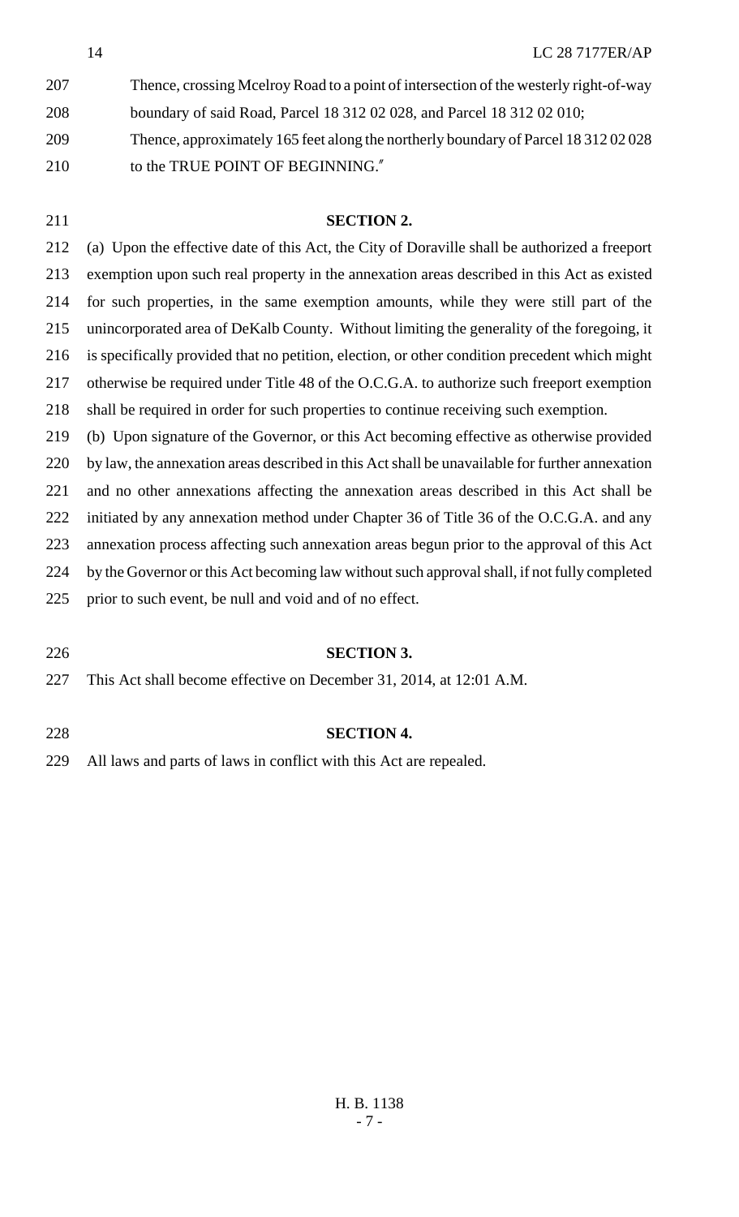Thence, crossing Mcelroy Road to a point of intersection of the westerly right-of-way boundary of said Road, Parcel 18 312 02 028, and Parcel 18 312 02 010;

Thence, approximately 165 feet along the northerly boundary of Parcel 18 312 02 028 to the TRUE POINT OF BEGINNING."

**SECTION 2.**

(a) Upon the effective date of this Act, the City of Doraville shall be authorized a freeport exemption upon such real property in the annexation areas described in this Act as existed for such properties, in the same exemption amounts, while they were still part of the unincorporated area of DeKalb County. Without limiting the generality of the foregoing, it is specifically provided that no petition, election, or other condition precedent which might otherwise be required under Title 48 of the O.C.G.A. to authorize such freeport exemption shall be required in order for such properties to continue receiving such exemption.

(b) Upon signature of the Governor, or this Act becoming effective as otherwise provided by law, the annexation areas described in this Act shall be unavailable for further annexation and no other annexations affecting the annexation areas described in this Act shall be initiated by any annexation method under Chapter 36 of Title 36 of the O.C.G.A. and any annexation process affecting such annexation areas begun prior to the approval of this Act by the Governor or this Act becoming law without such approval shall, if not fully completed prior to such event, be null and void and of no effect.

**SECTION 3.**

This Act shall become effective on December 31, 2014, at 12:01 A.M.

**SECTION 4.**

All laws and parts of laws in conflict with this Act are repealed.